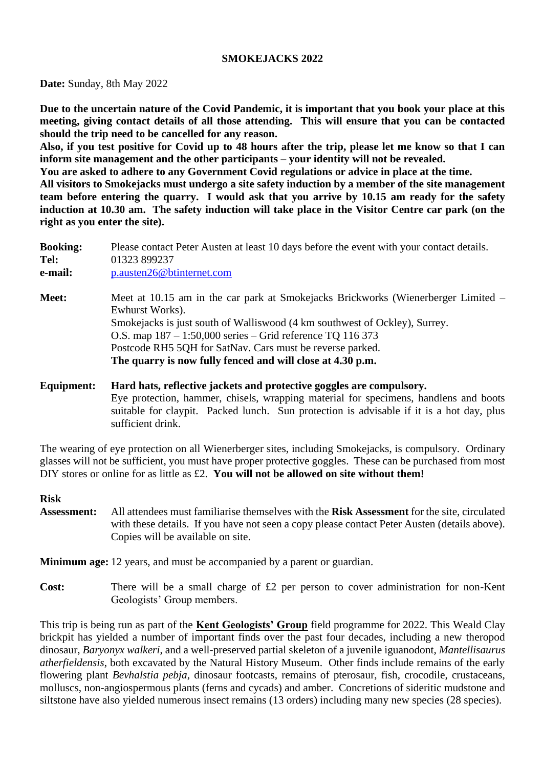# SMOKEJACKS 2022

**Date:** Sunday, 8th May 2022

**Due to the uncertain nature of the Covid Pandemic, it is important that you book your place at this meeting, giving contact details of all those attending. This will ensure that you can be contacted should the trip need to be cancelled for any reason.**

**Also, if you test positive for Covid up to 48 hours after the trip, please let me know so that I can inform site management and the other participants – your identity will not be revealed.**

**You are asked to adhere to any Government Covid regulations or advice in place at the time.**

**All visitors to Smokejacks must undergo a site safety induction by a member of the site management team before entering the quarry. I would ask that you arrive by 10.15 am ready for the safety induction at 10.30 am. The safety induction will take place in the Visitor Centre car park (on the right as you enter the site).**

**Booking:** Please contact Peter Austen at least 10 days before the event with your contact details.
**Tel:** 01323 899237
**e-mail:** p.austen26@btinternet.com

**Meet:** Meet at 10.15 am in the car park at Smokejacks Brickworks (Wienerberger Limited – Ewhurst Works).
Smokejacks is just south of Walliswood (4 km southwest of Ockley), Surrey.
O.S. map 187 – 1:50,000 series – Grid reference TQ 116 373
Postcode RH5 5QH for SatNav. Cars must be reverse parked.
**The quarry is now fully fenced and will close at 4.30 p.m.**

**Equipment:** **Hard hats, reflective jackets and protective goggles are compulsory.**
Eye protection, hammer, chisels, wrapping material for specimens, handlens and boots suitable for claypit. Packed lunch. Sun protection is advisable if it is a hot day, plus sufficient drink.

The wearing of eye protection on all Wienerberger sites, including Smokejacks, is compulsory. Ordinary glasses will not be sufficient, you must have proper protective goggles. These can be purchased from most DIY stores or online for as little as £2. **You will not be allowed on site without them!**

**Risk Assessment:** All attendees must familiarise themselves with the **Risk Assessment** for the site, circulated with these details. If you have not seen a copy please contact Peter Austen (details above). Copies will be available on site.

**Minimum age:** 12 years, and must be accompanied by a parent or guardian.

**Cost:** There will be a small charge of £2 per person to cover administration for non-Kent Geologists' Group members.

This trip is being run as part of the **Kent Geologists' Group** field programme for 2022. This Weald Clay brickpit has yielded a number of important finds over the past four decades, including a new theropod dinosaur, *Baryonyx walkeri*, and a well-preserved partial skeleton of a juvenile iguanodont, *Mantellisaurus atherfieldensis*, both excavated by the Natural History Museum. Other finds include remains of the early flowering plant *Bevhalstia pebja*, dinosaur footcasts, remains of pterosaur, fish, crocodile, crustaceans, molluscs, non-angiospermous plants (ferns and cycads) and amber. Concretions of sideritic mudstone and siltstone have also yielded numerous insect remains (13 orders) including many new species (28 species).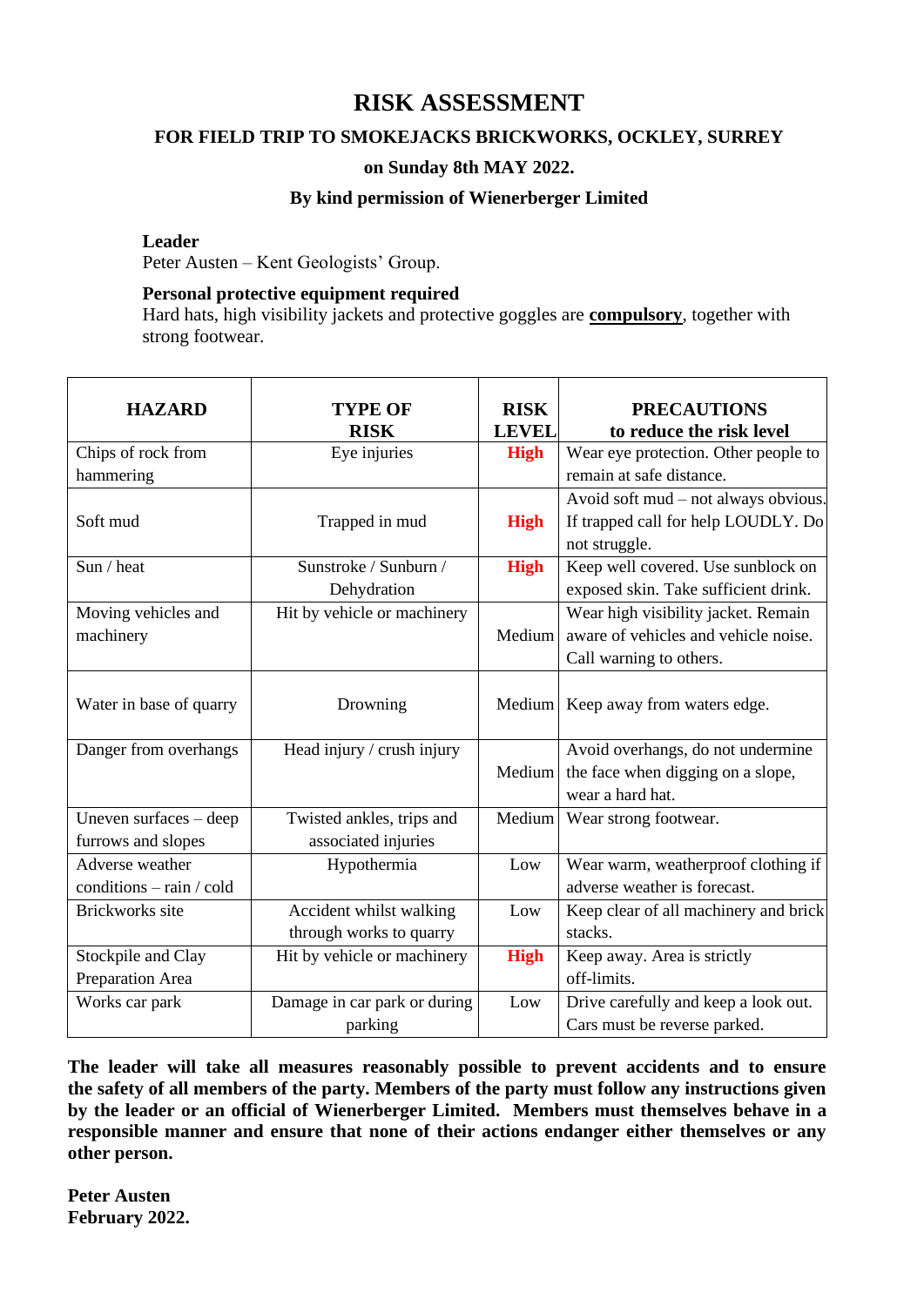# RISK ASSESSMENT

## FOR FIELD TRIP TO SMOKEJACKS BRICKWORKS, OCKLEY, SURREY

## on Sunday 8th MAY 2022.

### By kind permission of Wienerberger Limited

**Leader**
Peter Austen – Kent Geologists' Group.

**Personal protective equipment required**
Hard hats, high visibility jackets and protective goggles are **compulsory**, together with strong footwear.

| HAZARD | TYPE OF RISK | RISK LEVEL | PRECAUTIONS to reduce the risk level |
|---|---|---|---|
| Chips of rock from hammering | Eye injuries | **High** | Wear eye protection. Other people to remain at safe distance. |
| Soft mud | Trapped in mud | **High** | Avoid soft mud – not always obvious. If trapped call for help LOUDLY. Do not struggle. |
| Sun / heat | Sunstroke / Sunburn / Dehydration | **High** | Keep well covered. Use sunblock on exposed skin. Take sufficient drink. |
| Moving vehicles and machinery | Hit by vehicle or machinery | Medium | Wear high visibility jacket. Remain aware of vehicles and vehicle noise. Call warning to others. |
| Water in base of quarry | Drowning | Medium | Keep away from waters edge. |
| Danger from overhangs | Head injury / crush injury | Medium | Avoid overhangs, do not undermine the face when digging on a slope, wear a hard hat. |
| Uneven surfaces – deep furrows and slopes | Twisted ankles, trips and associated injuries | Medium | Wear strong footwear. |
| Adverse weather conditions – rain / cold | Hypothermia | Low | Wear warm, weatherproof clothing if adverse weather is forecast. |
| Brickworks site | Accident whilst walking through works to quarry | Low | Keep clear of all machinery and brick stacks. |
| Stockpile and Clay Preparation Area | Hit by vehicle or machinery | **High** | Keep away. Area is strictly off-limits. |
| Works car park | Damage in car park or during parking | Low | Drive carefully and keep a look out. Cars must be reverse parked. |

**The leader will take all measures reasonably possible to prevent accidents and to ensure the safety of all members of the party. Members of the party must follow any instructions given by the leader or an official of Wienerberger Limited. Members must themselves behave in a responsible manner and ensure that none of their actions endanger either themselves or any other person.**

**Peter Austen**
**February 2022.**